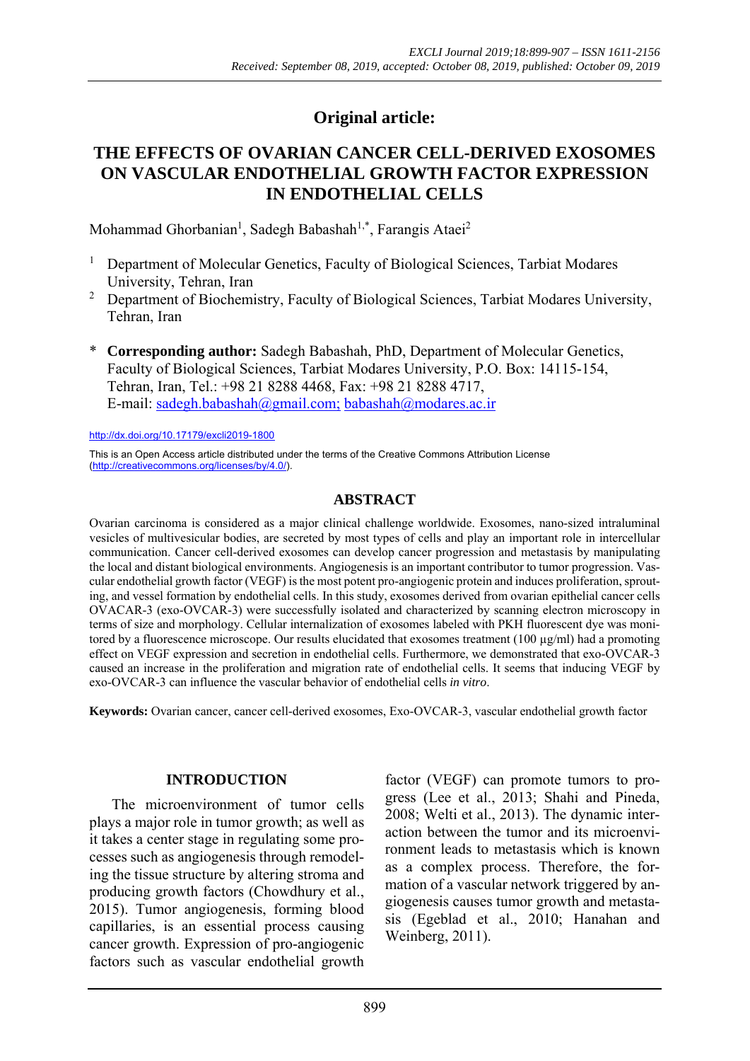## Original article:

# THE EFFECTS OF OVARIAN CANCER CELL-DERIVED EXOSOMES ON VASCULAR ENDOTHELIAL GROWTH FACTOR EXPRESSION IN ENDOTHELIAL CELLS

Mohammad Ghorbanian[1], Sadegh Babashah[1,*], Farangis Ataei[2]

[1] Department of Molecular Genetics, Faculty of Biological Sciences, Tarbiat Modares University, Tehran, Iran

[2] Department of Biochemistry, Faculty of Biological Sciences, Tarbiat Modares University, Tehran, Iran

\* **Corresponding author:** Sadegh Babashah, PhD, Department of Molecular Genetics, Faculty of Biological Sciences, Tarbiat Modares University, P.O. Box: 14115-154, Tehran, Iran, Tel.: +98 21 8288 4468, Fax: +98 21 8288 4717, E-mail: sadegh.babashah@gmail.com; babashah@modares.ac.ir

http://dx.doi.org/10.17179/excli2019-1800

This is an Open Access article distributed under the terms of the Creative Commons Attribution License (http://creativecommons.org/licenses/by/4.0/).

## ABSTRACT

Ovarian carcinoma is considered as a major clinical challenge worldwide. Exosomes, nano-sized intraluminal vesicles of multivesicular bodies, are secreted by most types of cells and play an important role in intercellular communication. Cancer cell-derived exosomes can develop cancer progression and metastasis by manipulating the local and distant biological environments. Angiogenesis is an important contributor to tumor progression. Vascular endothelial growth factor (VEGF) is the most potent pro-angiogenic protein and induces proliferation, sprouting, and vessel formation by endothelial cells. In this study, exosomes derived from ovarian epithelial cancer cells OVACAR-3 (exo-OVCAR-3) were successfully isolated and characterized by scanning electron microscopy in terms of size and morphology. Cellular internalization of exosomes labeled with PKH fluorescent dye was monitored by a fluorescence microscope. Our results elucidated that exosomes treatment (100 μg/ml) had a promoting effect on VEGF expression and secretion in endothelial cells. Furthermore, we demonstrated that exo-OVCAR-3 caused an increase in the proliferation and migration rate of endothelial cells. It seems that inducing VEGF by exo-OVCAR-3 can influence the vascular behavior of endothelial cells *in vitro*.

**Keywords:** Ovarian cancer, cancer cell-derived exosomes, Exo-OVCAR-3, vascular endothelial growth factor

## INTRODUCTION

The microenvironment of tumor cells plays a major role in tumor growth; as well as it takes a center stage in regulating some processes such as angiogenesis through remodeling the tissue structure by altering stroma and producing growth factors (Chowdhury et al., 2015). Tumor angiogenesis, forming blood capillaries, is an essential process causing cancer growth. Expression of pro-angiogenic factors such as vascular endothelial growth factor (VEGF) can promote tumors to progress (Lee et al., 2013; Shahi and Pineda, 2008; Welti et al., 2013). The dynamic interaction between the tumor and its microenvironment leads to metastasis which is known as a complex process. Therefore, the formation of a vascular network triggered by angiogenesis causes tumor growth and metastasis (Egeblad et al., 2010; Hanahan and Weinberg, 2011).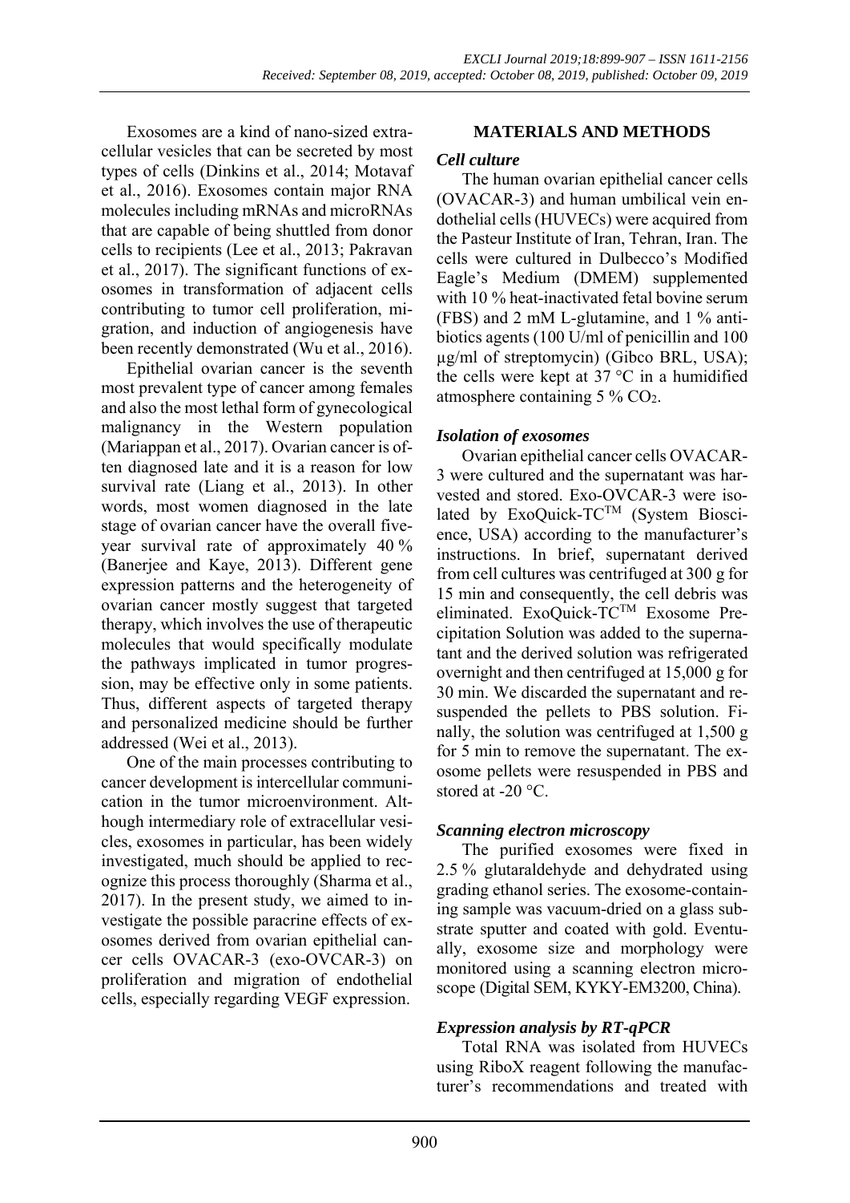Exosomes are a kind of nano-sized extracellular vesicles that can be secreted by most types of cells (Dinkins et al., 2014; Motavaf et al., 2016). Exosomes contain major RNA molecules including mRNAs and microRNAs that are capable of being shuttled from donor cells to recipients (Lee et al., 2013; Pakravan et al., 2017). The significant functions of exosomes in transformation of adjacent cells contributing to tumor cell proliferation, migration, and induction of angiogenesis have been recently demonstrated (Wu et al., 2016).

Epithelial ovarian cancer is the seventh most prevalent type of cancer among females and also the most lethal form of gynecological malignancy in the Western population (Mariappan et al., 2017). Ovarian cancer is often diagnosed late and it is a reason for low survival rate (Liang et al., 2013). In other words, most women diagnosed in the late stage of ovarian cancer have the overall five-year survival rate of approximately 40 % (Banerjee and Kaye, 2013). Different gene expression patterns and the heterogeneity of ovarian cancer mostly suggest that targeted therapy, which involves the use of therapeutic molecules that would specifically modulate the pathways implicated in tumor progression, may be effective only in some patients. Thus, different aspects of targeted therapy and personalized medicine should be further addressed (Wei et al., 2013).

One of the main processes contributing to cancer development is intercellular communication in the tumor microenvironment. Although intermediary role of extracellular vesicles, exosomes in particular, has been widely investigated, much should be applied to recognize this process thoroughly (Sharma et al., 2017). In the present study, we aimed to investigate the possible paracrine effects of exosomes derived from ovarian epithelial cancer cells OVACAR-3 (exo-OVCAR-3) on proliferation and migration of endothelial cells, especially regarding VEGF expression.

## MATERIALS AND METHODS

### *Cell culture*

The human ovarian epithelial cancer cells (OVACAR-3) and human umbilical vein endothelial cells (HUVECs) were acquired from the Pasteur Institute of Iran, Tehran, Iran. The cells were cultured in Dulbecco's Modified Eagle's Medium (DMEM) supplemented with 10 % heat-inactivated fetal bovine serum (FBS) and 2 mM L-glutamine, and 1 % antibiotics agents (100 U/ml of penicillin and 100 µg/ml of streptomycin) (Gibco BRL, USA); the cells were kept at 37 °C in a humidified atmosphere containing 5 % $CO_2$.

### *Isolation of exosomes*

Ovarian epithelial cancer cells OVACAR-3 were cultured and the supernatant was harvested and stored. Exo-OVCAR-3 were isolated by ExoQuick-TC$^{TM}$ (System Bioscience, USA) according to the manufacturer's instructions. In brief, supernatant derived from cell cultures was centrifuged at 300 g for 15 min and consequently, the cell debris was eliminated. ExoQuick-TC$^{TM}$ Exosome Precipitation Solution was added to the supernatant and the derived solution was refrigerated overnight and then centrifuged at 15,000 g for 30 min. We discarded the supernatant and resuspended the pellets to PBS solution. Finally, the solution was centrifuged at 1,500 g for 5 min to remove the supernatant. The exosome pellets were resuspended in PBS and stored at -20 °C.

### *Scanning electron microscopy*

The purified exosomes were fixed in 2.5 % glutaraldehyde and dehydrated using grading ethanol series. The exosome-containing sample was vacuum-dried on a glass substrate sputter and coated with gold. Eventually, exosome size and morphology were monitored using a scanning electron microscope (Digital SEM, KYKY-EM3200, China).

### *Expression analysis by RT-qPCR*

Total RNA was isolated from HUVECs using RiboX reagent following the manufacturer's recommendations and treated with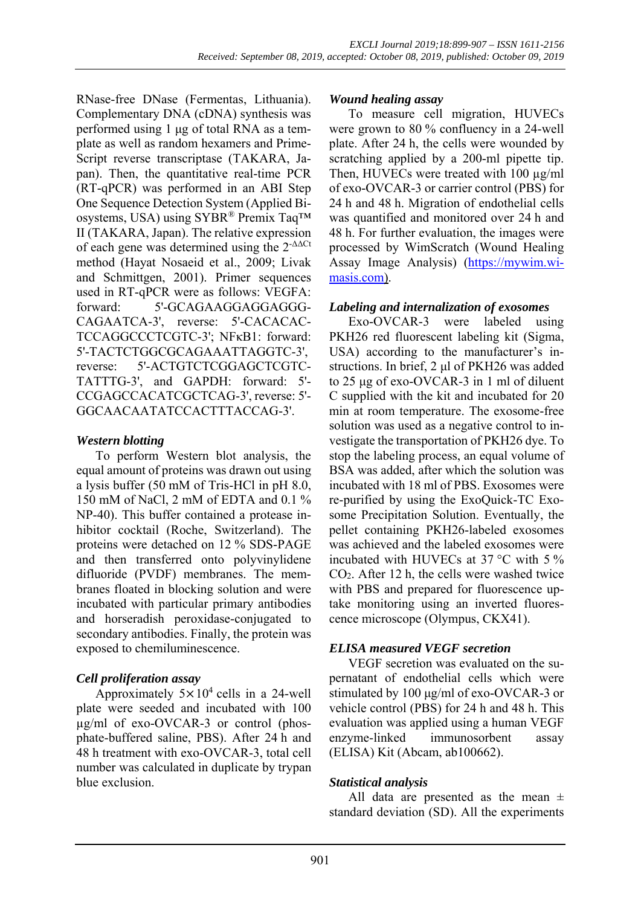RNase-free DNase (Fermentas, Lithuania). Complementary DNA (cDNA) synthesis was performed using 1 µg of total RNA as a template as well as random hexamers and PrimeScript reverse transcriptase (TAKARA, Japan). Then, the quantitative real-time PCR (RT-qPCR) was performed in an ABI Step One Sequence Detection System (Applied Biosystems, USA) using SYBR® Premix Taq™ II (TAKARA, Japan). The relative expression of each gene was determined using the $2^{-\Delta\Delta Ct}$ method (Hayat Nosaeid et al., 2009; Livak and Schmittgen, 2001). Primer sequences used in RT-qPCR were as follows: VEGFA: forward: 5'-GCAGAAGGAGGAGGGCAGAATCA-3', reverse: 5'-CACACACTCCAGGCCCTCGTC-3'; NFκB1: forward: 5'-TACTCTGGCGCAGAAATTAGGTC-3', reverse: 5'-ACTGTCTCGGAGCTCGTCTATTTG-3', and GAPDH: forward: 5'-CCGAGCCACATCGCTCAG-3', reverse: 5'-GGCAACAATATCCACTTTACCAG-3'.

### *Western blotting*

To perform Western blot analysis, the equal amount of proteins was drawn out using a lysis buffer (50 mM of Tris-HCl in pH 8.0, 150 mM of NaCl, 2 mM of EDTA and 0.1 % NP-40). This buffer contained a protease inhibitor cocktail (Roche, Switzerland). The proteins were detached on 12 % SDS-PAGE and then transferred onto polyvinylidene difluoride (PVDF) membranes. The membranes floated in blocking solution and were incubated with particular primary antibodies and horseradish peroxidase-conjugated to secondary antibodies. Finally, the protein was exposed to chemiluminescence.

### *Cell proliferation assay*

Approximately $5 \times 10^4$ cells in a 24-well plate were seeded and incubated with 100 µg/ml of exo-OVCAR-3 or control (phosphate-buffered saline, PBS). After 24 h and 48 h treatment with exo-OVCAR-3, total cell number was calculated in duplicate by trypan blue exclusion.

### *Wound healing assay*

To measure cell migration, HUVECs were grown to 80 % confluency in a 24-well plate. After 24 h, the cells were wounded by scratching applied by a 200-ml pipette tip. Then, HUVECs were treated with 100 µg/ml of exo-OVCAR-3 or carrier control (PBS) for 24 h and 48 h. Migration of endothelial cells was quantified and monitored over 24 h and 48 h. For further evaluation, the images were processed by WimScratch (Wound Healing Assay Image Analysis) (https://mywim.wimasis.com).

### *Labeling and internalization of exosomes*

Exo-OVCAR-3 were labeled using PKH26 red fluorescent labeling kit (Sigma, USA) according to the manufacturer's instructions. In brief, 2 µl of PKH26 was added to 25 µg of exo-OVCAR-3 in 1 ml of diluent C supplied with the kit and incubated for 20 min at room temperature. The exosome-free solution was used as a negative control to investigate the transportation of PKH26 dye. To stop the labeling process, an equal volume of BSA was added, after which the solution was incubated with 18 ml of PBS. Exosomes were re-purified by using the ExoQuick-TC Exosome Precipitation Solution. Eventually, the pellet containing PKH26-labeled exosomes was achieved and the labeled exosomes were incubated with HUVECs at 37 °C with 5 % $CO_2$. After 12 h, the cells were washed twice with PBS and prepared for fluorescence uptake monitoring using an inverted fluorescence microscope (Olympus, CKX41).

### *ELISA measured VEGF secretion*

VEGF secretion was evaluated on the supernatant of endothelial cells which were stimulated by 100 µg/ml of exo-OVCAR-3 or vehicle control (PBS) for 24 h and 48 h. This evaluation was applied using a human VEGF enzyme-linked immunosorbent assay (ELISA) Kit (Abcam, ab100662).

### *Statistical analysis*

All data are presented as the mean ± standard deviation (SD). All the experiments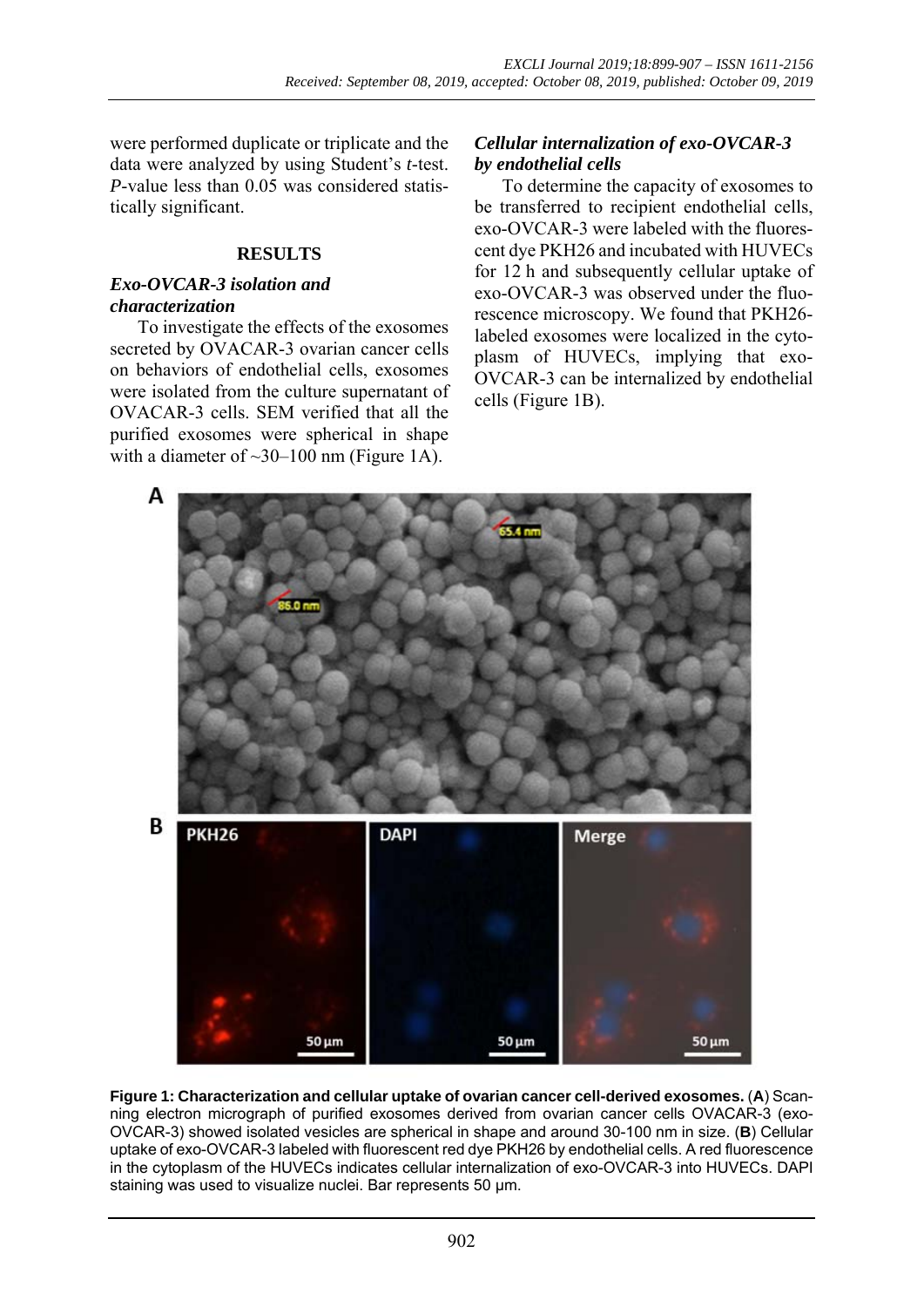were performed duplicate or triplicate and the data were analyzed by using Student's *t*-test. *P*-value less than 0.05 was considered statistically significant.

## RESULTS

### *Exo-OVCAR-3 isolation and characterization*

To investigate the effects of the exosomes secreted by OVACAR-3 ovarian cancer cells on behaviors of endothelial cells, exosomes were isolated from the culture supernatant of OVACAR-3 cells. SEM verified that all the purified exosomes were spherical in shape with a diameter of ~30–100 nm (Figure 1A).

### *Cellular internalization of exo-OVCAR-3 by endothelial cells*

To determine the capacity of exosomes to be transferred to recipient endothelial cells, exo-OVCAR-3 were labeled with the fluorescent dye PKH26 and incubated with HUVECs for 12 h and subsequently cellular uptake of exo-OVCAR-3 was observed under the fluorescence microscopy. We found that PKH26-labeled exosomes were localized in the cytoplasm of HUVECs, implying that exo-OVCAR-3 can be internalized by endothelial cells (Figure 1B).

**Figure 1: Characterization and cellular uptake of ovarian cancer cell-derived exosomes.** (**A**) Scanning electron micrograph of purified exosomes derived from ovarian cancer cells OVACAR-3 (exo-OVCAR-3) showed isolated vesicles are spherical in shape and around 30-100 nm in size. (**B**) Cellular uptake of exo-OVCAR-3 labeled with fluorescent red dye PKH26 by endothelial cells. A red fluorescence in the cytoplasm of the HUVECs indicates cellular internalization of exo-OVCAR-3 into HUVECs. DAPI staining was used to visualize nuclei. Bar represents 50 µm.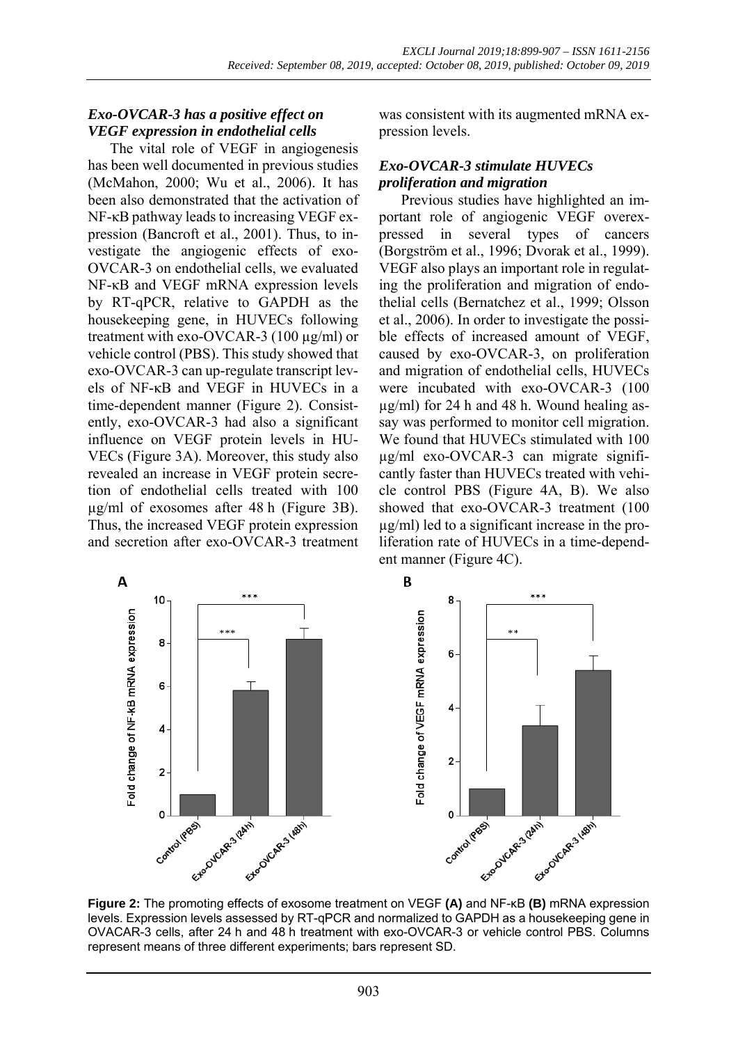### *Exo-OVCAR-3 has a positive effect on VEGF expression in endothelial cells*

The vital role of VEGF in angiogenesis has been well documented in previous studies (McMahon, 2000; Wu et al., 2006). It has been also demonstrated that the activation of NF-κB pathway leads to increasing VEGF expression (Bancroft et al., 2001). Thus, to investigate the angiogenic effects of exo-OVCAR-3 on endothelial cells, we evaluated NF-κB and VEGF mRNA expression levels by RT-qPCR, relative to GAPDH as the housekeeping gene, in HUVECs following treatment with exo-OVCAR-3 (100 µg/ml) or vehicle control (PBS). This study showed that exo-OVCAR-3 can up-regulate transcript levels of NF-κB and VEGF in HUVECs in a time-dependent manner (Figure 2). Consistently, exo-OVCAR-3 had also a significant influence on VEGF protein levels in HUVECs (Figure 3A). Moreover, this study also revealed an increase in VEGF protein secretion of endothelial cells treated with 100 µg/ml of exosomes after 48 h (Figure 3B). Thus, the increased VEGF protein expression and secretion after exo-OVCAR-3 treatment was consistent with its augmented mRNA expression levels.

### *Exo-OVCAR-3 stimulate HUVECs proliferation and migration*

Previous studies have highlighted an important role of angiogenic VEGF overexpressed in several types of cancers (Borgström et al., 1996; Dvorak et al., 1999). VEGF also plays an important role in regulating the proliferation and migration of endothelial cells (Bernatchez et al., 1999; Olsson et al., 2006). In order to investigate the possible effects of increased amount of VEGF, caused by exo-OVCAR-3, on proliferation and migration of endothelial cells, HUVECs were incubated with exo-OVCAR-3 (100 µg/ml) for 24 h and 48 h. Wound healing assay was performed to monitor cell migration. We found that HUVECs stimulated with 100 µg/ml exo-OVCAR-3 can migrate significantly faster than HUVECs treated with vehicle control PBS (Figure 4A, B). We also showed that exo-OVCAR-3 treatment (100 µg/ml) led to a significant increase in the proliferation rate of HUVECs in a time-dependent manner (Figure 4C).

**Figure 2:** The promoting effects of exosome treatment on VEGF **(A)** and NF-κB **(B)** mRNA expression levels. Expression levels assessed by RT-qPCR and normalized to GAPDH as a housekeeping gene in OVACAR-3 cells, after 24 h and 48 h treatment with exo-OVCAR-3 or vehicle control PBS. Columns represent means of three different experiments; bars represent SD.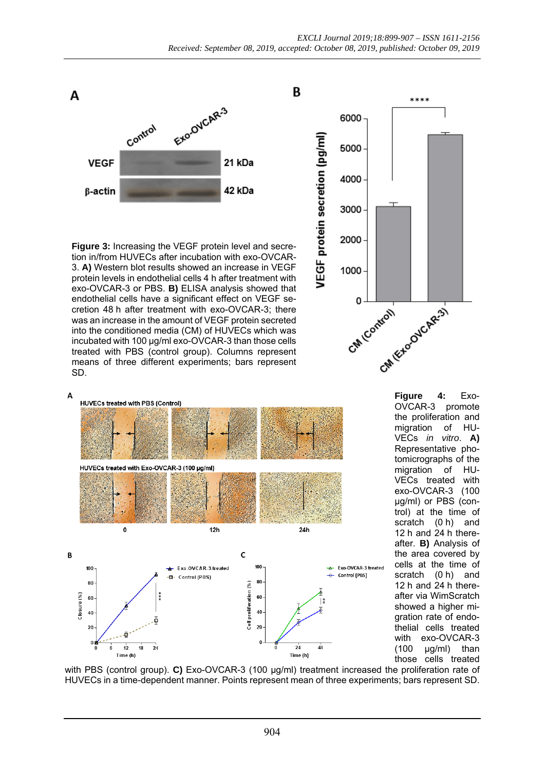**Figure 3:** Increasing the VEGF protein level and secretion in/from HUVECs after incubation with exo-OVCAR-3. **A)** Western blot results showed an increase in VEGF protein levels in endothelial cells 4 h after treatment with exo-OVCAR-3 or PBS. **B)** ELISA analysis showed that endothelial cells have a significant effect on VEGF secretion 48 h after treatment with exo-OVCAR-3; there was an increase in the amount of VEGF protein secreted into the conditioned media (CM) of HUVECs which was incubated with 100 µg/ml exo-OVCAR-3 than those cells treated with PBS (control group). Columns represent means of three different experiments; bars represent SD.

**Figure 4:** Exo-OVCAR-3 promote the proliferation and migration of HUVECs *in vitro*. **A)** Representative photomicrographs of the migration of HUVECs treated with exo-OVCAR-3 (100 µg/ml) or PBS (control) at the time of scratch (0 h) and 12 h and 24 h thereafter. **B)** Analysis of the area covered by cells at the time of scratch (0 h) and 12 h and 24 h thereafter via WimScratch showed a higher migration rate of endothelial cells treated with exo-OVCAR-3 (100 µg/ml) than those cells treated with PBS (control group). **C)** Exo-OVCAR-3 (100 µg/ml) treatment increased the proliferation rate of HUVECs in a time-dependent manner. Points represent mean of three experiments; bars represent SD.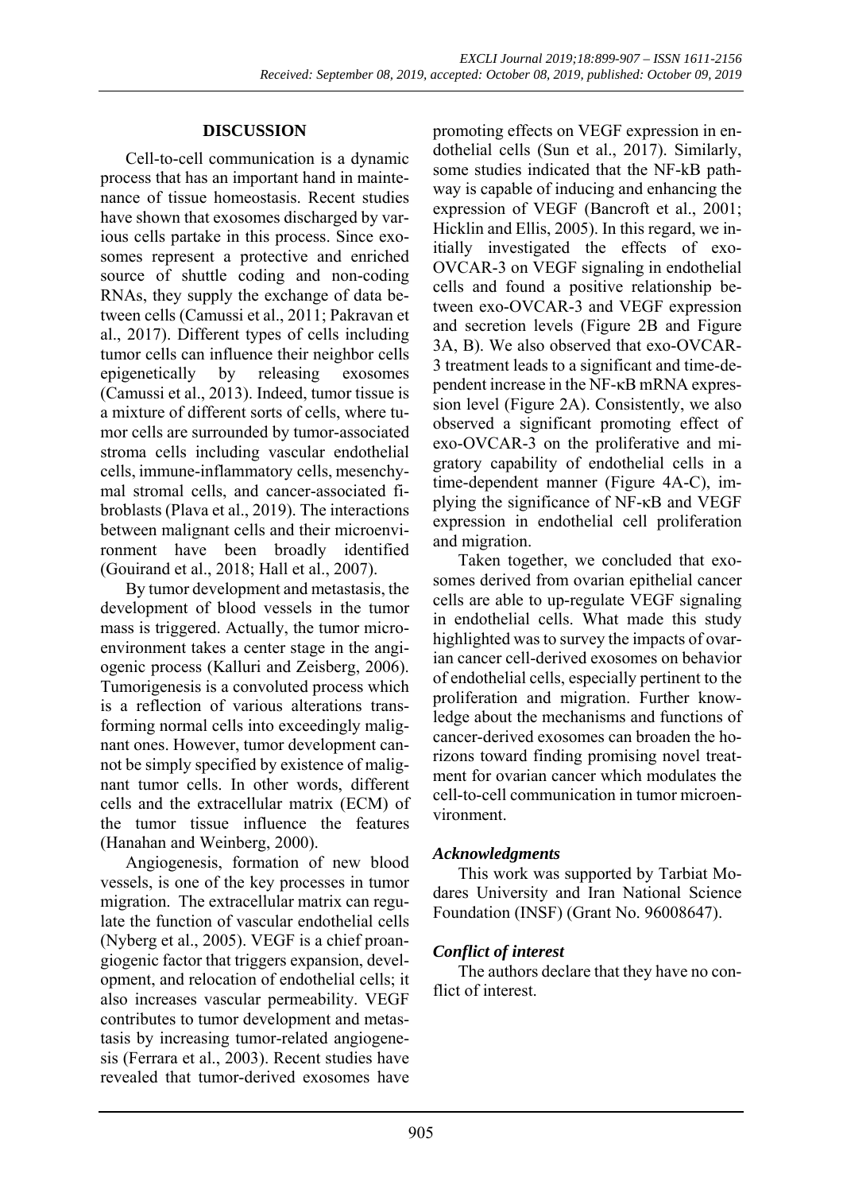## DISCUSSION

Cell-to-cell communication is a dynamic process that has an important hand in maintenance of tissue homeostasis. Recent studies have shown that exosomes discharged by various cells partake in this process. Since exosomes represent a protective and enriched source of shuttle coding and non-coding RNAs, they supply the exchange of data between cells (Camussi et al., 2011; Pakravan et al., 2017). Different types of cells including tumor cells can influence their neighbor cells epigenetically by releasing exosomes (Camussi et al., 2013). Indeed, tumor tissue is a mixture of different sorts of cells, where tumor cells are surrounded by tumor-associated stroma cells including vascular endothelial cells, immune-inflammatory cells, mesenchymal stromal cells, and cancer-associated fibroblasts (Plava et al., 2019). The interactions between malignant cells and their microenvironment have been broadly identified (Gouirand et al., 2018; Hall et al., 2007).

By tumor development and metastasis, the development of blood vessels in the tumor mass is triggered. Actually, the tumor microenvironment takes a center stage in the angiogenic process (Kalluri and Zeisberg, 2006). Tumorigenesis is a convoluted process which is a reflection of various alterations transforming normal cells into exceedingly malignant ones. However, tumor development cannot be simply specified by existence of malignant tumor cells. In other words, different cells and the extracellular matrix (ECM) of the tumor tissue influence the features (Hanahan and Weinberg, 2000).

Angiogenesis, formation of new blood vessels, is one of the key processes in tumor migration. The extracellular matrix can regulate the function of vascular endothelial cells (Nyberg et al., 2005). VEGF is a chief proangiogenic factor that triggers expansion, development, and relocation of endothelial cells; it also increases vascular permeability. VEGF contributes to tumor development and metastasis by increasing tumor-related angiogenesis (Ferrara et al., 2003). Recent studies have revealed that tumor-derived exosomes have promoting effects on VEGF expression in endothelial cells (Sun et al., 2017). Similarly, some studies indicated that the NF-kB pathway is capable of inducing and enhancing the expression of VEGF (Bancroft et al., 2001; Hicklin and Ellis, 2005). In this regard, we initially investigated the effects of exo-OVCAR-3 on VEGF signaling in endothelial cells and found a positive relationship between exo-OVCAR-3 and VEGF expression and secretion levels (Figure 2B and Figure 3A, B). We also observed that exo-OVCAR-3 treatment leads to a significant and time-dependent increase in the NF-κB mRNA expression level (Figure 2A). Consistently, we also observed a significant promoting effect of exo-OVCAR-3 on the proliferative and migratory capability of endothelial cells in a time-dependent manner (Figure 4A-C), implying the significance of NF-κB and VEGF expression in endothelial cell proliferation and migration.

Taken together, we concluded that exosomes derived from ovarian epithelial cancer cells are able to up-regulate VEGF signaling in endothelial cells. What made this study highlighted was to survey the impacts of ovarian cancer cell-derived exosomes on behavior of endothelial cells, especially pertinent to the proliferation and migration. Further knowledge about the mechanisms and functions of cancer-derived exosomes can broaden the horizons toward finding promising novel treatment for ovarian cancer which modulates the cell-to-cell communication in tumor microenvironment.

### *Acknowledgments*

This work was supported by Tarbiat Modares University and Iran National Science Foundation (INSF) (Grant No. 96008647).

### *Conflict of interest*

The authors declare that they have no conflict of interest.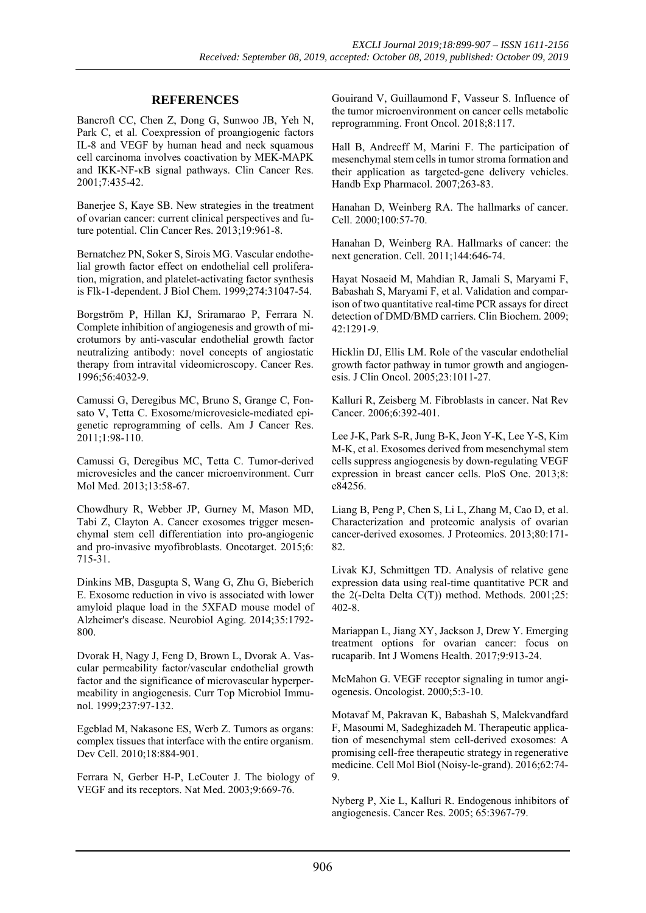## REFERENCES

Bancroft CC, Chen Z, Dong G, Sunwoo JB, Yeh N, Park C, et al. Coexpression of proangiogenic factors IL-8 and VEGF by human head and neck squamous cell carcinoma involves coactivation by MEK-MAPK and IKK-NF-κB signal pathways. Clin Cancer Res. 2001;7:435-42.

Banerjee S, Kaye SB. New strategies in the treatment of ovarian cancer: current clinical perspectives and future potential. Clin Cancer Res. 2013;19:961-8.

Bernatchez PN, Soker S, Sirois MG. Vascular endothelial growth factor effect on endothelial cell proliferation, migration, and platelet-activating factor synthesis is Flk-1-dependent. J Biol Chem. 1999;274:31047-54.

Borgström P, Hillan KJ, Sriramarao P, Ferrara N. Complete inhibition of angiogenesis and growth of microtumors by anti-vascular endothelial growth factor neutralizing antibody: novel concepts of angiostatic therapy from intravital videomicroscopy. Cancer Res. 1996;56:4032-9.

Camussi G, Deregibus MC, Bruno S, Grange C, Fonsato V, Tetta C. Exosome/microvesicle-mediated epigenetic reprogramming of cells. Am J Cancer Res. 2011;1:98-110.

Camussi G, Deregibus MC, Tetta C. Tumor-derived microvesicles and the cancer microenvironment. Curr Mol Med. 2013;13:58-67.

Chowdhury R, Webber JP, Gurney M, Mason MD, Tabi Z, Clayton A. Cancer exosomes trigger mesenchymal stem cell differentiation into pro-angiogenic and pro-invasive myofibroblasts. Oncotarget. 2015;6:715-31.

Dinkins MB, Dasgupta S, Wang G, Zhu G, Bieberich E. Exosome reduction in vivo is associated with lower amyloid plaque load in the 5XFAD mouse model of Alzheimer's disease. Neurobiol Aging. 2014;35:1792-800.

Dvorak H, Nagy J, Feng D, Brown L, Dvorak A. Vascular permeability factor/vascular endothelial growth factor and the significance of microvascular hyperpermeability in angiogenesis. Curr Top Microbiol Immunol. 1999;237:97-132.

Egeblad M, Nakasone ES, Werb Z. Tumors as organs: complex tissues that interface with the entire organism. Dev Cell. 2010;18:884-901.

Ferrara N, Gerber H-P, LeCouter J. The biology of VEGF and its receptors. Nat Med. 2003;9:669-76.

Gouirand V, Guillaumond F, Vasseur S. Influence of the tumor microenvironment on cancer cells metabolic reprogramming. Front Oncol. 2018;8:117.

Hall B, Andreeff M, Marini F. The participation of mesenchymal stem cells in tumor stroma formation and their application as targeted-gene delivery vehicles. Handb Exp Pharmacol. 2007;263-83.

Hanahan D, Weinberg RA. The hallmarks of cancer. Cell. 2000;100:57-70.

Hanahan D, Weinberg RA. Hallmarks of cancer: the next generation. Cell. 2011;144:646-74.

Hayat Nosaeid M, Mahdian R, Jamali S, Maryami F, Babashah S, Maryami F, et al. Validation and comparison of two quantitative real-time PCR assays for direct detection of DMD/BMD carriers. Clin Biochem. 2009;42:1291-9.

Hicklin DJ, Ellis LM. Role of the vascular endothelial growth factor pathway in tumor growth and angiogenesis. J Clin Oncol. 2005;23:1011-27.

Kalluri R, Zeisberg M. Fibroblasts in cancer. Nat Rev Cancer. 2006;6:392-401.

Lee J-K, Park S-R, Jung B-K, Jeon Y-K, Lee Y-S, Kim M-K, et al. Exosomes derived from mesenchymal stem cells suppress angiogenesis by down-regulating VEGF expression in breast cancer cells. PloS One. 2013;8:e84256.

Liang B, Peng P, Chen S, Li L, Zhang M, Cao D, et al. Characterization and proteomic analysis of ovarian cancer-derived exosomes. J Proteomics. 2013;80:171-82.

Livak KJ, Schmittgen TD. Analysis of relative gene expression data using real-time quantitative PCR and the 2(-Delta Delta C(T)) method. Methods. 2001;25:402-8.

Mariappan L, Jiang XY, Jackson J, Drew Y. Emerging treatment options for ovarian cancer: focus on rucaparib. Int J Womens Health. 2017;9:913-24.

McMahon G. VEGF receptor signaling in tumor angiogenesis. Oncologist. 2000;5:3-10.

Motavaf M, Pakravan K, Babashah S, Malekvandfard F, Masoumi M, Sadeghizadeh M. Therapeutic application of mesenchymal stem cell-derived exosomes: A promising cell-free therapeutic strategy in regenerative medicine. Cell Mol Biol (Noisy-le-grand). 2016;62:74-9.

Nyberg P, Xie L, Kalluri R. Endogenous inhibitors of angiogenesis. Cancer Res. 2005; 65:3967-79.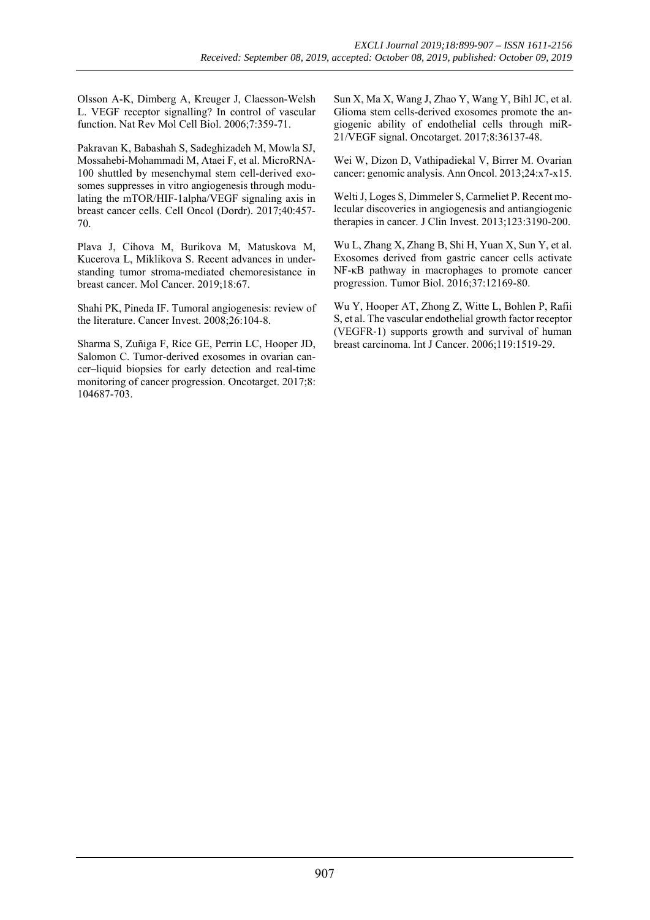Olsson A-K, Dimberg A, Kreuger J, Claesson-Welsh L. VEGF receptor signalling? In control of vascular function. Nat Rev Mol Cell Biol. 2006;7:359-71.

Pakravan K, Babashah S, Sadeghizadeh M, Mowla SJ, Mossahebi-Mohammadi M, Ataei F, et al. MicroRNA-100 shuttled by mesenchymal stem cell-derived exosomes suppresses in vitro angiogenesis through modulating the mTOR/HIF-1alpha/VEGF signaling axis in breast cancer cells. Cell Oncol (Dordr). 2017;40:457-70.

Plava J, Cihova M, Burikova M, Matuskova M, Kucerova L, Miklikova S. Recent advances in understanding tumor stroma-mediated chemoresistance in breast cancer. Mol Cancer. 2019;18:67.

Shahi PK, Pineda IF. Tumoral angiogenesis: review of the literature. Cancer Invest. 2008;26:104-8.

Sharma S, Zuñiga F, Rice GE, Perrin LC, Hooper JD, Salomon C. Tumor-derived exosomes in ovarian cancer–liquid biopsies for early detection and real-time monitoring of cancer progression. Oncotarget. 2017;8: 104687-703.

Sun X, Ma X, Wang J, Zhao Y, Wang Y, Bihl JC, et al. Glioma stem cells-derived exosomes promote the angiogenic ability of endothelial cells through miR-21/VEGF signal. Oncotarget. 2017;8:36137-48.

Wei W, Dizon D, Vathipadiekal V, Birrer M. Ovarian cancer: genomic analysis. Ann Oncol. 2013;24:x7-x15.

Welti J, Loges S, Dimmeler S, Carmeliet P. Recent molecular discoveries in angiogenesis and antiangiogenic therapies in cancer. J Clin Invest. 2013;123:3190-200.

Wu L, Zhang X, Zhang B, Shi H, Yuan X, Sun Y, et al. Exosomes derived from gastric cancer cells activate NF-κB pathway in macrophages to promote cancer progression. Tumor Biol. 2016;37:12169-80.

Wu Y, Hooper AT, Zhong Z, Witte L, Bohlen P, Rafii S, et al. The vascular endothelial growth factor receptor (VEGFR-1) supports growth and survival of human breast carcinoma. Int J Cancer. 2006;119:1519-29.